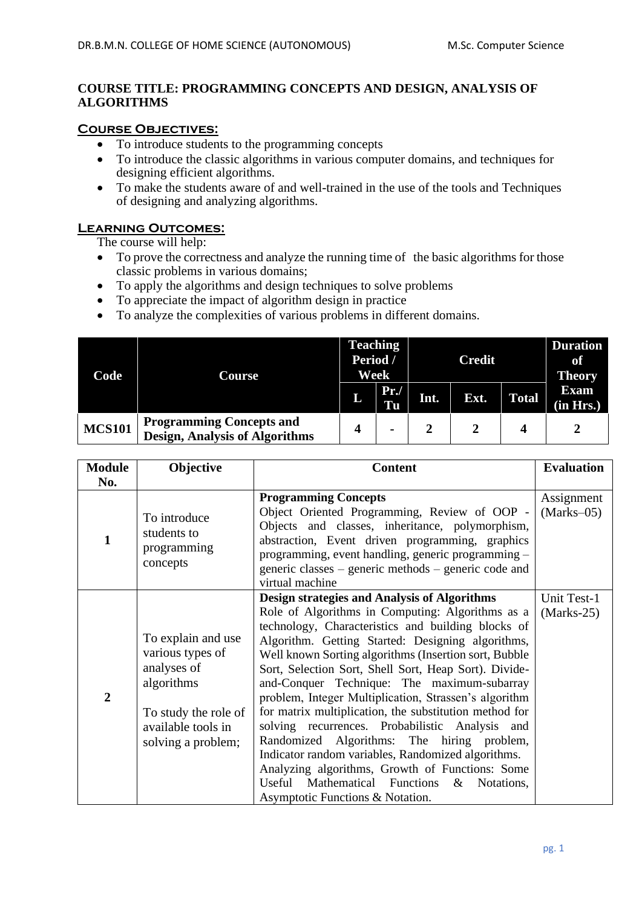**COURSE TITLE: PROGRAMMING CONCEPTS AND DESIGN, ANALYSIS OF ALGORITHMS**

## Course Objectives:

- To introduce students to the programming concepts
- To introduce the classic algorithms in various computer domains, and techniques for designing efficient algorithms.
- To make the students aware of and well-trained in the use of the tools and Techniques of designing and analyzing algorithms.

## Learning Outcomes:

The course will help:

- To prove the correctness and analyze the running time of the basic algorithms for those classic problems in various domains;
- To apply the algorithms and design techniques to solve problems
- To appreciate the impact of algorithm design in practice
- To analyze the complexities of various problems in different domains.

| Code | Course | Teaching Period / Week | | Credit | | | Duration of Theory Exam (in Hrs.) |
|---|---|---|---|---|---|---|---|
| | | L | Pr./ Tu | Int. | Ext. | Total | |
| **MCS101** | **Programming Concepts and Design, Analysis of Algorithms** | **4** | **-** | **2** | **2** | **4** | **2** |

| Module No. | Objective | Content | Evaluation |
|---|---|---|---|
| **1** | To introduce students to programming concepts | **Programming Concepts** Object Oriented Programming, Review of OOP - Objects and classes, inheritance, polymorphism, abstraction, Event driven programming, graphics programming, event handling, generic programming – generic classes – generic methods – generic code and virtual machine | Assignment (Marks–05) |
| **2** | To explain and use various types of analyses of algorithms<br><br>To study the role of available tools in solving a problem; | **Design strategies and Analysis of Algorithms** Role of Algorithms in Computing: Algorithms as a technology, Characteristics and building blocks of Algorithm. Getting Started: Designing algorithms, Well known Sorting algorithms (Insertion sort, Bubble Sort, Selection Sort, Shell Sort, Heap Sort). Divide-and-Conquer Technique: The maximum-subarray problem, Integer Multiplication, Strassen's algorithm for matrix multiplication, the substitution method for solving recurrences. Probabilistic Analysis and Randomized Algorithms: The hiring problem, Indicator random variables, Randomized algorithms. Analyzing algorithms, Growth of Functions: Some Useful Mathematical Functions & Notations, Asymptotic Functions & Notation. | Unit Test-1 (Marks-25) |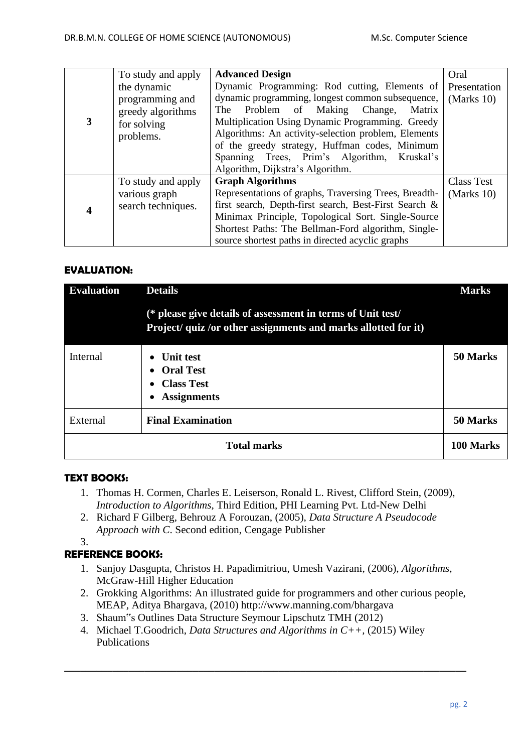| | | | |
|---|---|---|---|
| **3** | To study and apply the dynamic programming and greedy algorithms for solving problems. | **Advanced Design** Dynamic Programming: Rod cutting, Elements of dynamic programming, longest common subsequence, The Problem of Making Change, Matrix Multiplication Using Dynamic Programming. Greedy Algorithms: An activity-selection problem, Elements of the greedy strategy, Huffman codes, Minimum Spanning Trees, Prim's Algorithm, Kruskal's Algorithm, Dijkstra's Algorithm. | Oral Presentation (Marks 10) |
| **4** | To study and apply various graph search techniques. | **Graph Algorithms** Representations of graphs, Traversing Trees, Breadth-first search, Depth-first search, Best-First Search & Minimax Principle, Topological Sort. Single-Source Shortest Paths: The Bellman-Ford algorithm, Single-source shortest paths in directed acyclic graphs | Class Test (Marks 10) |

## EVALUATION:

| Evaluation | Details (* please give details of assessment in terms of Unit test/ Project/ quiz /or other assignments and marks allotted for it) | Marks |
|---|---|---|
| Internal | • **Unit test**<br>• **Oral Test**<br>• **Class Test**<br>• **Assignments** | **50 Marks** |
| External | **Final Examination** | **50 Marks** |
| **Total marks** | | **100 Marks** |

## TEXT BOOKS:

1. Thomas H. Cormen, Charles E. Leiserson, Ronald L. Rivest, Clifford Stein, (2009), *Introduction to Algorithms*, Third Edition, PHI Learning Pvt. Ltd-New Delhi
2. Richard F Gilberg, Behrouz A Forouzan, (2005), *Data Structure A Pseudocode Approach with C.* Second edition, Cengage Publisher
3.

## REFERENCE BOOKS:

1. Sanjoy Dasgupta, Christos H. Papadimitriou, Umesh Vazirani, (2006), *Algorithms*, McGraw-Hill Higher Education
2. Grokking Algorithms: An illustrated guide for programmers and other curious people, MEAP, Aditya Bhargava, (2010) http://www.manning.com/bhargava
3. Shaum"s Outlines Data Structure Seymour Lipschutz TMH (2012)
4. Michael T.Goodrich, *Data Structures and Algorithms in C++*, (2015) Wiley Publications